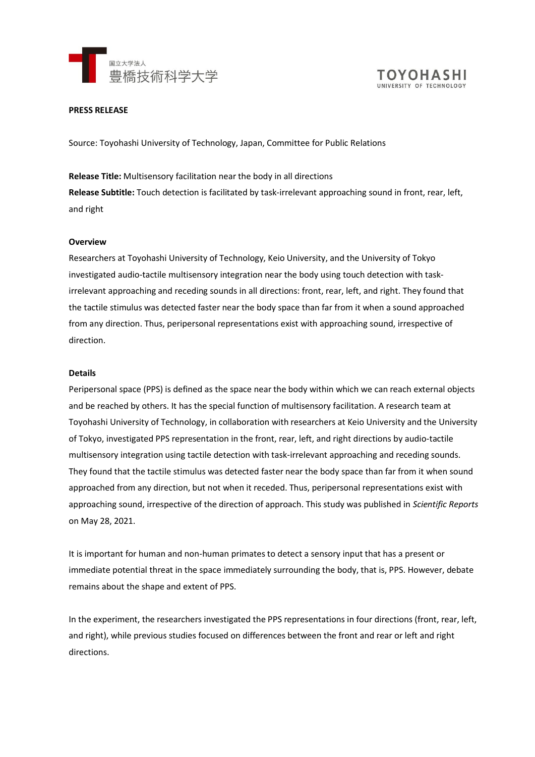国立大学法人
豊橋技術科学大学

TOYOHASHI
UNIVERSITY OF TECHNOLOGY

**PRESS RELEASE**

Source: Toyohashi University of Technology, Japan, Committee for Public Relations

**Release Title:** Multisensory facilitation near the body in all directions

**Release Subtitle:** Touch detection is facilitated by task-irrelevant approaching sound in front, rear, left, and right

**Overview**

Researchers at Toyohashi University of Technology, Keio University, and the University of Tokyo investigated audio-tactile multisensory integration near the body using touch detection with task-irrelevant approaching and receding sounds in all directions: front, rear, left, and right. They found that the tactile stimulus was detected faster near the body space than far from it when a sound approached from any direction. Thus, peripersonal representations exist with approaching sound, irrespective of direction.

**Details**

Peripersonal space (PPS) is defined as the space near the body within which we can reach external objects and be reached by others. It has the special function of multisensory facilitation. A research team at Toyohashi University of Technology, in collaboration with researchers at Keio University and the University of Tokyo, investigated PPS representation in the front, rear, left, and right directions by audio-tactile multisensory integration using tactile detection with task-irrelevant approaching and receding sounds. They found that the tactile stimulus was detected faster near the body space than far from it when sound approached from any direction, but not when it receded. Thus, peripersonal representations exist with approaching sound, irrespective of the direction of approach. This study was published in *Scientific Reports* on May 28, 2021.

It is important for human and non-human primates to detect a sensory input that has a present or immediate potential threat in the space immediately surrounding the body, that is, PPS. However, debate remains about the shape and extent of PPS.

In the experiment, the researchers investigated the PPS representations in four directions (front, rear, left, and right), while previous studies focused on differences between the front and rear or left and right directions.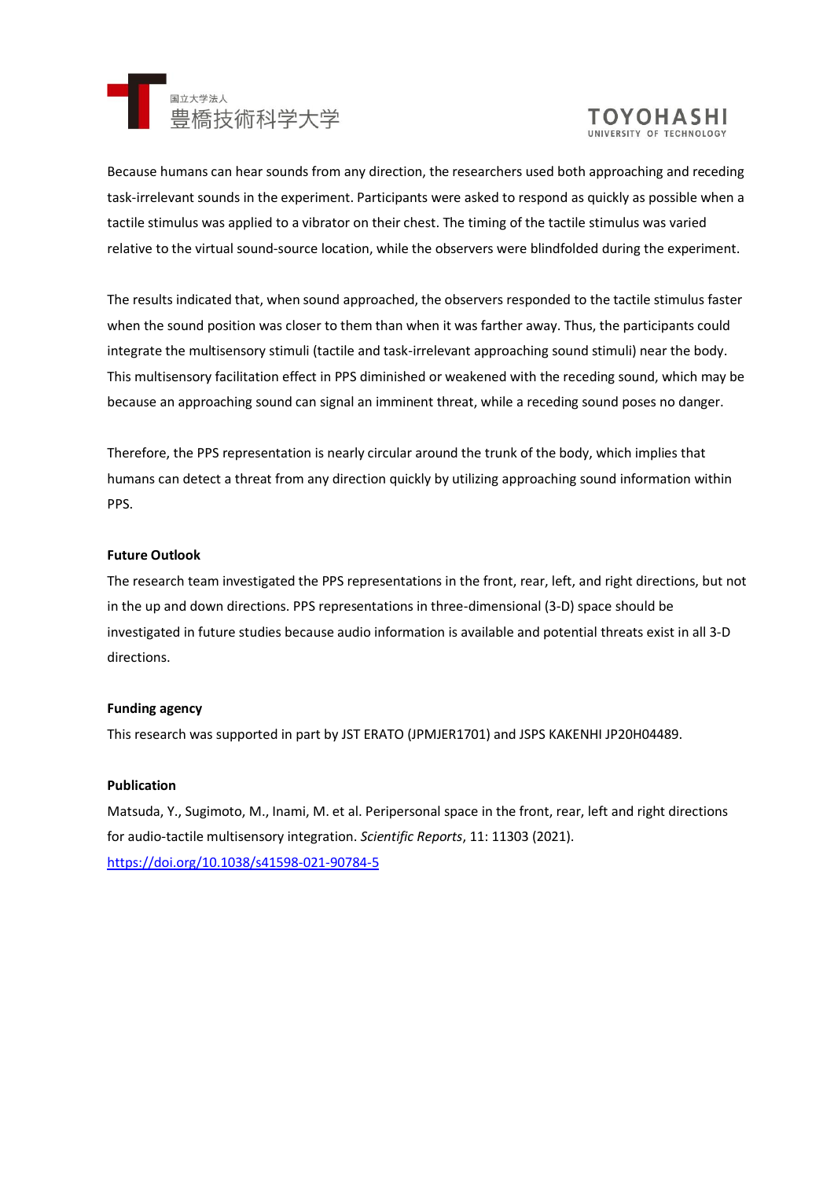Because humans can hear sounds from any direction, the researchers used both approaching and receding task-irrelevant sounds in the experiment. Participants were asked to respond as quickly as possible when a tactile stimulus was applied to a vibrator on their chest. The timing of the tactile stimulus was varied relative to the virtual sound-source location, while the observers were blindfolded during the experiment.

The results indicated that, when sound approached, the observers responded to the tactile stimulus faster when the sound position was closer to them than when it was farther away. Thus, the participants could integrate the multisensory stimuli (tactile and task-irrelevant approaching sound stimuli) near the body. This multisensory facilitation effect in PPS diminished or weakened with the receding sound, which may be because an approaching sound can signal an imminent threat, while a receding sound poses no danger.

Therefore, the PPS representation is nearly circular around the trunk of the body, which implies that humans can detect a threat from any direction quickly by utilizing approaching sound information within PPS.

**Future Outlook**

The research team investigated the PPS representations in the front, rear, left, and right directions, but not in the up and down directions. PPS representations in three-dimensional (3-D) space should be investigated in future studies because audio information is available and potential threats exist in all 3-D directions.

**Funding agency**

This research was supported in part by JST ERATO (JPMJER1701) and JSPS KAKENHI JP20H04489.

**Publication**

Matsuda, Y., Sugimoto, M., Inami, M. et al. Peripersonal space in the front, rear, left and right directions for audio-tactile multisensory integration. *Scientific Reports*, 11: 11303 (2021).
[https://doi.org/10.1038/s41598-021-90784-5](https://doi.org/10.1038/s41598-021-90784-5)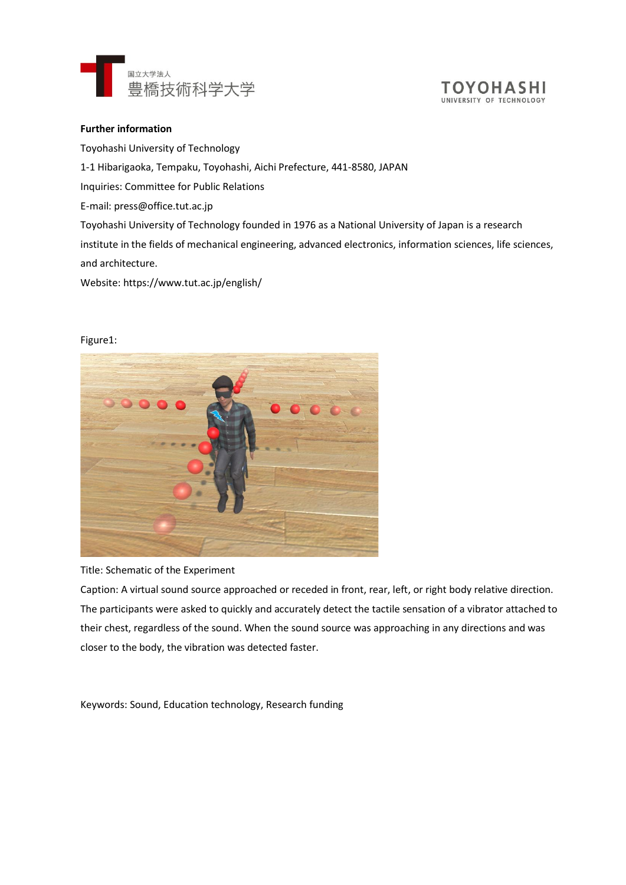**Further information**

Toyohashi University of Technology

1-1 Hibarigaoka, Tempaku, Toyohashi, Aichi Prefecture, 441-8580, JAPAN

Inquiries: Committee for Public Relations

E-mail: press@office.tut.ac.jp

Toyohashi University of Technology founded in 1976 as a National University of Japan is a research institute in the fields of mechanical engineering, advanced electronics, information sciences, life sciences, and architecture.

Website: https://www.tut.ac.jp/english/

Figure1:

Title: Schematic of the Experiment

Caption: A virtual sound source approached or receded in front, rear, left, or right body relative direction. The participants were asked to quickly and accurately detect the tactile sensation of a vibrator attached to their chest, regardless of the sound. When the sound source was approaching in any directions and was closer to the body, the vibration was detected faster.

Keywords: Sound, Education technology, Research funding